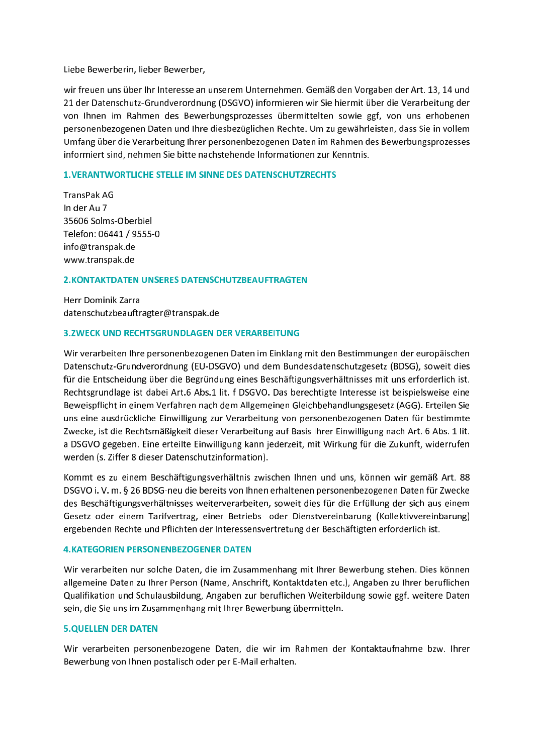Liebe Bewerberin, lieber Bewerber,

wir freuen uns über Ihr Interesse an unserem Unternehmen. Gemäß den Vorgaben der Art. 13, 14 und 21 der Datenschutz-Grundverordnung (DSGVO) informieren wir Sie hiermit über die Verarbeitung der von Ihnen im Rahmen des Bewerbungsprozesses übermittelten sowie ggf, von uns erhobenen personenbezogenen Daten und Ihre diesbezüglichen Rechte. Um zu gewährleisten, dass Sie in vollem Umfang über die Verarbeitung Ihrer personenbezogenen Daten im Rahmen des Bewerbungsprozesses informiert sind, nehmen Sie bitte nachstehende Informationen zur Kenntnis.

## 1.VERANTWORTLICHE STELLE IM SINNE DES DATENSCHUTZRECHTS

TransPak AG
In der Au 7
35606 Solms-Oberbiel
Telefon: 06441 / 9555-0
info@transpak.de
www.transpak.de

## 2.KONTAKTDATEN UNSERES DATENSCHUTZBEAUFTRAGTEN

Herr Dominik Zarra
datenschutzbeauftragter@transpak.de

## 3.ZWECK UND RECHTSGRUNDLAGEN DER VERARBEITUNG

Wir verarbeiten Ihre personenbezogenen Daten im Einklang mit den Bestimmungen der europäischen Datenschutz-Grundverordnung (EU-DSGVO) und dem Bundesdatenschutzgesetz (BDSG), soweit dies für die Entscheidung über die Begründung eines Beschäftigungsverhältnisses mit uns erforderlich ist. Rechtsgrundlage ist dabei Art.6 Abs.1 lit. f DSGVO. Das berechtigte Interesse ist beispielsweise eine Beweispflicht in einem Verfahren nach dem Allgemeinen Gleichbehandlungsgesetz (AGG). Erteilen Sie uns eine ausdrückliche Einwilligung zur Verarbeitung von personenbezogenen Daten für bestimmte Zwecke, ist die Rechtsmäßigkeit dieser Verarbeitung auf Basis Ihrer Einwilligung nach Art. 6 Abs. 1 lit. a DSGVO gegeben. Eine erteilte Einwilligung kann jederzeit, mit Wirkung für die Zukunft, widerrufen werden (s. Ziffer 8 dieser Datenschutzinformation).

Kommt es zu einem Beschäftigungsverhältnis zwischen Ihnen und uns, können wir gemäß Art. 88 DSGVO i. V. m. § 26 BDSG-neu die bereits von Ihnen erhaltenen personenbezogenen Daten für Zwecke des Beschäftigungsverhältnisses weiterverarbeiten, soweit dies für die Erfüllung der sich aus einem Gesetz oder einem Tarifvertrag, einer Betriebs- oder Dienstvereinbarung (Kollektivvereinbarung) ergebenden Rechte und Pflichten der Interessensvertretung der Beschäftigten erforderlich ist.

## 4.KATEGORIEN PERSONENBEZOGENER DATEN

Wir verarbeiten nur solche Daten, die im Zusammenhang mit Ihrer Bewerbung stehen. Dies können allgemeine Daten zu Ihrer Person (Name, Anschrift, Kontaktdaten etc.), Angaben zu Ihrer beruflichen Qualifikation und Schulausbildung, Angaben zur beruflichen Weiterbildung sowie ggf. weitere Daten sein, die Sie uns im Zusammenhang mit Ihrer Bewerbung übermitteln.

## 5.QUELLEN DER DATEN

Wir verarbeiten personenbezogene Daten, die wir im Rahmen der Kontaktaufnahme bzw. Ihrer Bewerbung von Ihnen postalisch oder per E-Mail erhalten.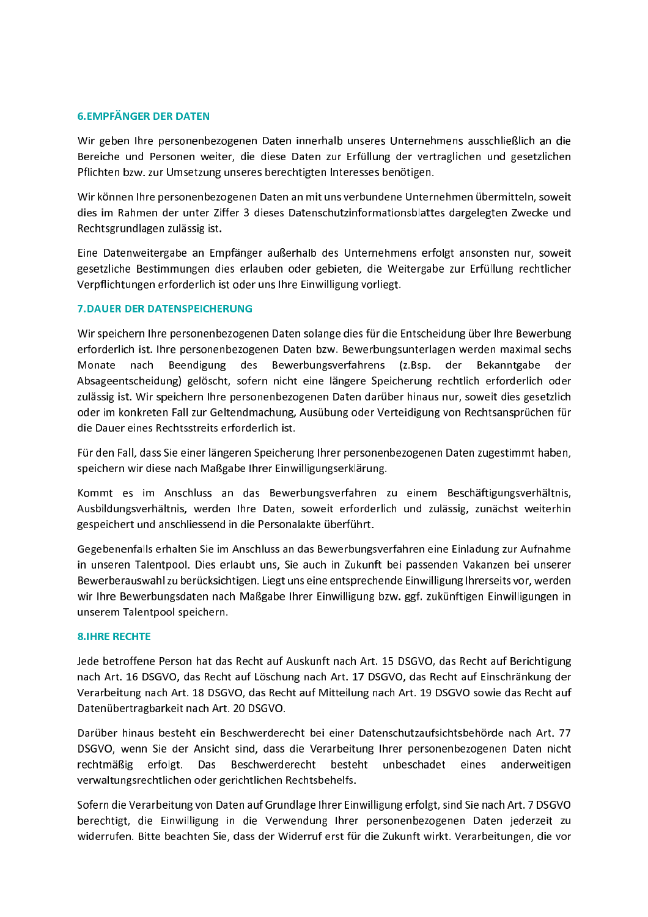## 6.EMPFÄNGER DER DATEN

Wir geben Ihre personenbezogenen Daten innerhalb unseres Unternehmens ausschließlich an die Bereiche und Personen weiter, die diese Daten zur Erfüllung der vertraglichen und gesetzlichen Pflichten bzw. zur Umsetzung unseres berechtigten Interesses benötigen.

Wir können Ihre personenbezogenen Daten an mit uns verbundene Unternehmen übermitteln, soweit dies im Rahmen der unter Ziffer 3 dieses Datenschutzinformationsblattes dargelegten Zwecke und Rechtsgrundlagen zulässig ist.

Eine Datenweitergabe an Empfänger außerhalb des Unternehmens erfolgt ansonsten nur, soweit gesetzliche Bestimmungen dies erlauben oder gebieten, die Weitergabe zur Erfüllung rechtlicher Verpflichtungen erforderlich ist oder uns Ihre Einwilligung vorliegt.

## 7.DAUER DER DATENSPEICHERUNG

Wir speichern Ihre personenbezogenen Daten solange dies für die Entscheidung über Ihre Bewerbung erforderlich ist. Ihre personenbezogenen Daten bzw. Bewerbungsunterlagen werden maximal sechs Monate nach Beendigung des Bewerbungsverfahrens (z.Bsp. der Bekanntgabe der Absageentscheidung) gelöscht, sofern nicht eine längere Speicherung rechtlich erforderlich oder zulässig ist. Wir speichern Ihre personenbezogenen Daten darüber hinaus nur, soweit dies gesetzlich oder im konkreten Fall zur Geltendmachung, Ausübung oder Verteidigung von Rechtsansprüchen für die Dauer eines Rechtsstreits erforderlich ist.

Für den Fall, dass Sie einer längeren Speicherung Ihrer personenbezogenen Daten zugestimmt haben, speichern wir diese nach Maßgabe Ihrer Einwilligungserklärung.

Kommt es im Anschluss an das Bewerbungsverfahren zu einem Beschäftigungsverhältnis, Ausbildungsverhältnis, werden Ihre Daten, soweit erforderlich und zulässig, zunächst weiterhin gespeichert und anschliessend in die Personalakte überführt.

Gegebenenfalls erhalten Sie im Anschluss an das Bewerbungsverfahren eine Einladung zur Aufnahme in unseren Talentpool. Dies erlaubt uns, Sie auch in Zukunft bei passenden Vakanzen bei unserer Bewerberauswahl zu berücksichtigen. Liegt uns eine entsprechende Einwilligung Ihrerseits vor, werden wir Ihre Bewerbungsdaten nach Maßgabe Ihrer Einwilligung bzw. ggf. zukünftigen Einwilligungen in unserem Talentpool speichern.

## 8.IHRE RECHTE

Jede betroffene Person hat das Recht auf Auskunft nach Art. 15 DSGVO, das Recht auf Berichtigung nach Art. 16 DSGVO, das Recht auf Löschung nach Art. 17 DSGVO, das Recht auf Einschränkung der Verarbeitung nach Art. 18 DSGVO, das Recht auf Mitteilung nach Art. 19 DSGVO sowie das Recht auf Datenübertragbarkeit nach Art. 20 DSGVO.

Darüber hinaus besteht ein Beschwerderecht bei einer Datenschutzaufsichtsbehörde nach Art. 77 DSGVO, wenn Sie der Ansicht sind, dass die Verarbeitung Ihrer personenbezogenen Daten nicht rechtmäßig erfolgt. Das Beschwerderecht besteht unbeschadet eines anderweitigen verwaltungsrechtlichen oder gerichtlichen Rechtsbehelfs.

Sofern die Verarbeitung von Daten auf Grundlage Ihrer Einwilligung erfolgt, sind Sie nach Art. 7 DSGVO berechtigt, die Einwilligung in die Verwendung Ihrer personenbezogenen Daten jederzeit zu widerrufen. Bitte beachten Sie, dass der Widerruf erst für die Zukunft wirkt. Verarbeitungen, die vor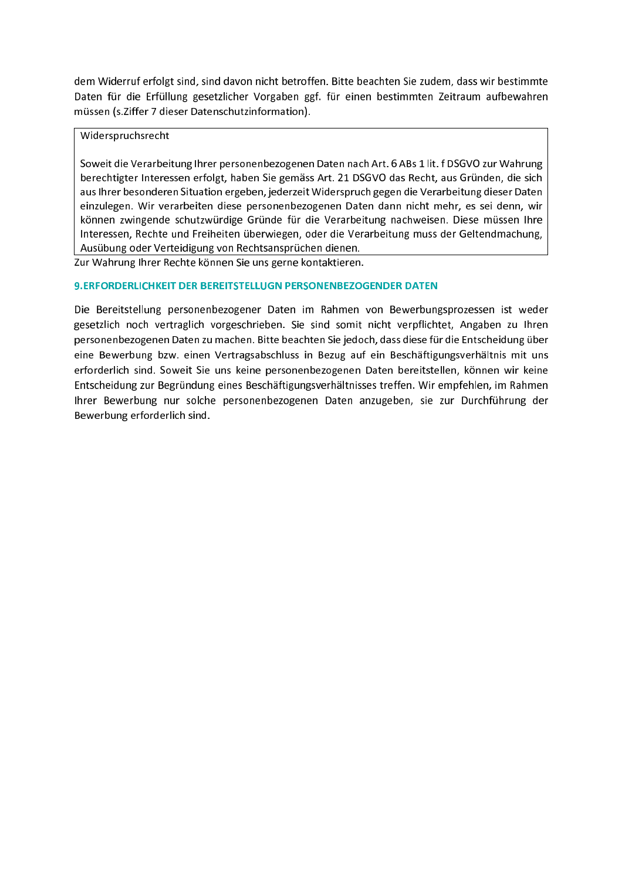dem Widerruf erfolgt sind, sind davon nicht betroffen. Bitte beachten Sie zudem, dass wir bestimmte Daten für die Erfüllung gesetzlicher Vorgaben ggf. für einen bestimmten Zeitraum aufbewahren müssen (s.Ziffer 7 dieser Datenschutzinformation).

> Widerspruchsrecht
>
> Soweit die Verarbeitung Ihrer personenbezogenen Daten nach Art. 6 ABs 1 lit. f DSGVO zur Wahrung berechtigter Interessen erfolgt, haben Sie gemäss Art. 21 DSGVO das Recht, aus Gründen, die sich aus Ihrer besonderen Situation ergeben, jederzeit Widerspruch gegen die Verarbeitung dieser Daten einzulegen. Wir verarbeiten diese personenbezogenen Daten dann nicht mehr, es sei denn, wir können zwingende schutzwürdige Gründe für die Verarbeitung nachweisen. Diese müssen Ihre Interessen, Rechte und Freiheiten überwiegen, oder die Verarbeitung muss der Geltendmachung, Ausübung oder Verteidigung von Rechtsansprüchen dienen.

Zur Wahrung Ihrer Rechte können Sie uns gerne kontaktieren.

## 9.ERFORDERLICHKEIT DER BEREITSTELLUGN PERSONENBEZOGENDER DATEN

Die Bereitstellung personenbezogener Daten im Rahmen von Bewerbungsprozessen ist weder gesetzlich noch vertraglich vorgeschrieben. Sie sind somit nicht verpflichtet, Angaben zu Ihren personenbezogenen Daten zu machen. Bitte beachten Sie jedoch, dass diese für die Entscheidung über eine Bewerbung bzw. einen Vertragsabschluss in Bezug auf ein Beschäftigungsverhältnis mit uns erforderlich sind. Soweit Sie uns keine personenbezogenen Daten bereitstellen, können wir keine Entscheidung zur Begründung eines Beschäftigungsverhältnisses treffen. Wir empfehlen, im Rahmen Ihrer Bewerbung nur solche personenbezogenen Daten anzugeben, sie zur Durchführung der Bewerbung erforderlich sind.